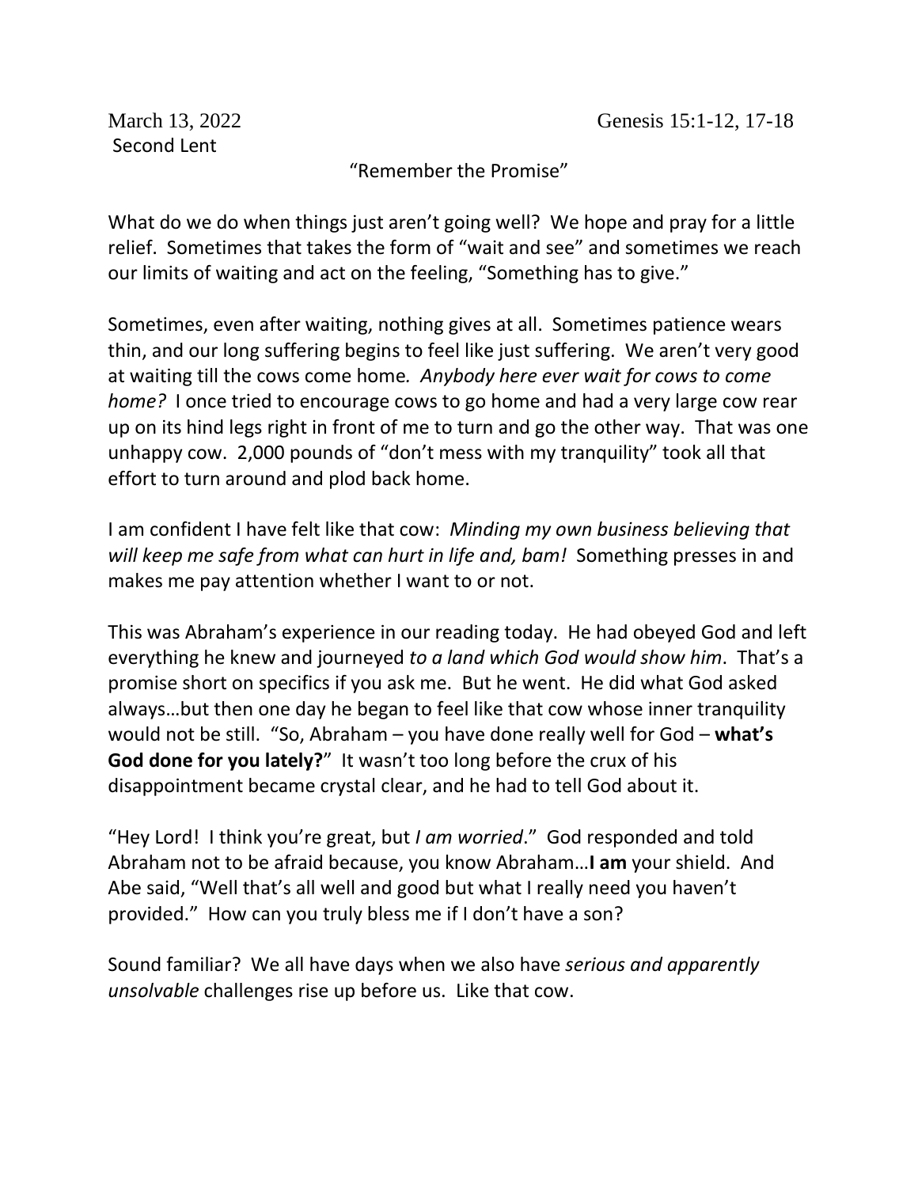March 13, 2022 Genesis 15:1-12, 17-18

Second Lent

"Remember the Promise"

What do we do when things just aren't going well? We hope and pray for a little relief. Sometimes that takes the form of "wait and see" and sometimes we reach our limits of waiting and act on the feeling, "Something has to give."

Sometimes, even after waiting, nothing gives at all. Sometimes patience wears thin, and our long suffering begins to feel like just suffering. We aren't very good at waiting till the cows come home. *Anybody here ever wait for cows to come home?* I once tried to encourage cows to go home and had a very large cow rear up on its hind legs right in front of me to turn and go the other way. That was one unhappy cow. 2,000 pounds of "don't mess with my tranquility" took all that effort to turn around and plod back home.

I am confident I have felt like that cow: *Minding my own business believing that will keep me safe from what can hurt in life and, bam!* Something presses in and makes me pay attention whether I want to or not.

This was Abraham's experience in our reading today. He had obeyed God and left everything he knew and journeyed *to a land which God would show him*. That's a promise short on specifics if you ask me. But he went. He did what God asked always…but then one day he began to feel like that cow whose inner tranquility would not be still. "So, Abraham – you have done really well for God – **what's God done for you lately?**" It wasn't too long before the crux of his disappointment became crystal clear, and he had to tell God about it.

"Hey Lord! I think you're great, but *I am worried*." God responded and told Abraham not to be afraid because, you know Abraham…**I am** your shield. And Abe said, "Well that's all well and good but what I really need you haven't provided." How can you truly bless me if I don't have a son?

Sound familiar? We all have days when we also have *serious and apparently unsolvable* challenges rise up before us. Like that cow.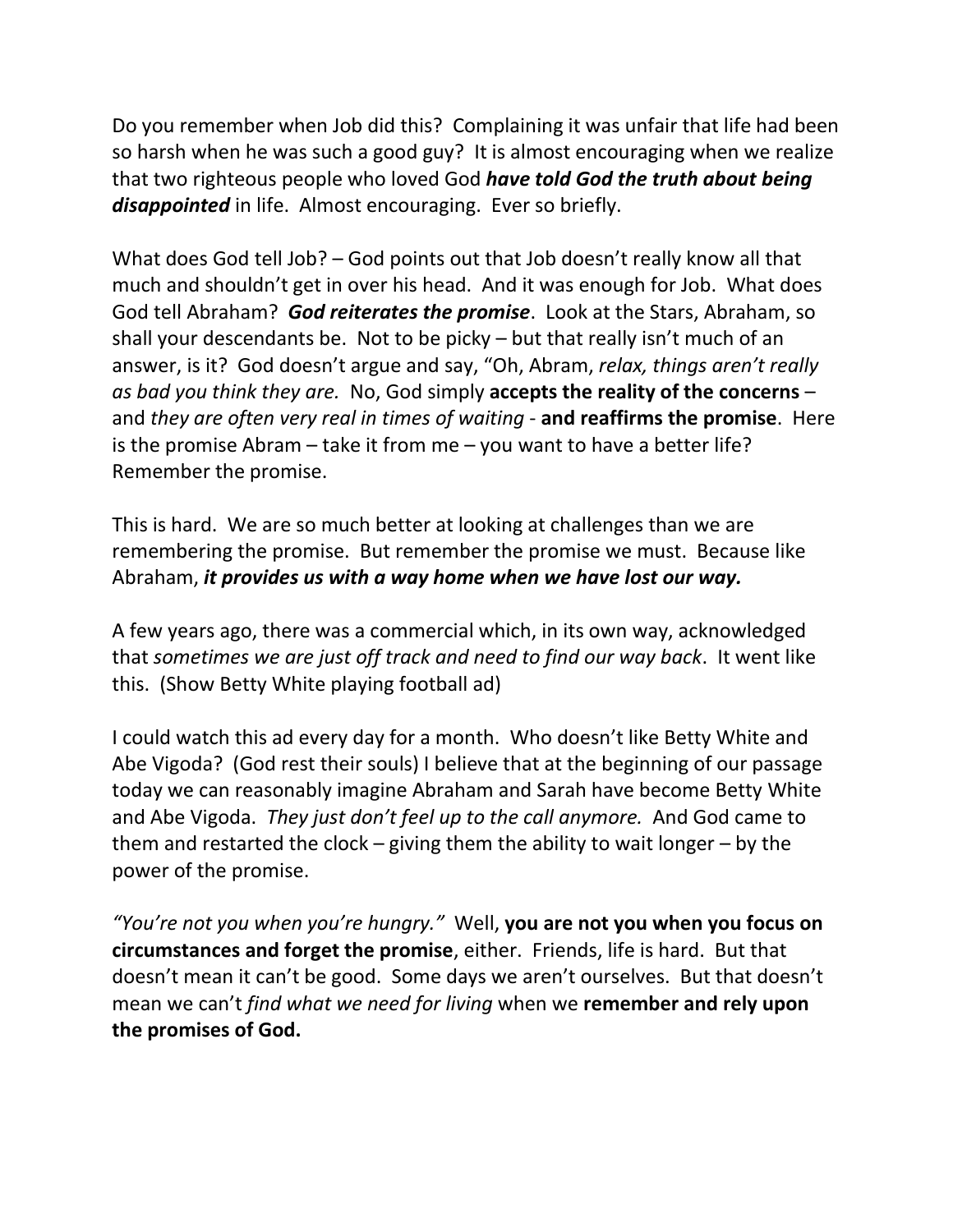Do you remember when Job did this? Complaining it was unfair that life had been so harsh when he was such a good guy? It is almost encouraging when we realize that two righteous people who loved God ***have told God the truth about being disappointed*** in life. Almost encouraging. Ever so briefly.

What does God tell Job? – God points out that Job doesn't really know all that much and shouldn't get in over his head. And it was enough for Job. What does God tell Abraham? ***God reiterates the promise***. Look at the Stars, Abraham, so shall your descendants be. Not to be picky – but that really isn't much of an answer, is it? God doesn't argue and say, "Oh, Abram, *relax, things aren't really as bad you think they are.* No, God simply **accepts the reality of the concerns** – and *they are often very real in times of waiting* - **and reaffirms the promise**. Here is the promise Abram – take it from me – you want to have a better life? Remember the promise.

This is hard. We are so much better at looking at challenges than we are remembering the promise. But remember the promise we must. Because like Abraham, ***it provides us with a way home when we have lost our way.***

A few years ago, there was a commercial which, in its own way, acknowledged that *sometimes we are just off track and need to find our way back*. It went like this. (Show Betty White playing football ad)

I could watch this ad every day for a month. Who doesn't like Betty White and Abe Vigoda? (God rest their souls) I believe that at the beginning of our passage today we can reasonably imagine Abraham and Sarah have become Betty White and Abe Vigoda. *They just don't feel up to the call anymore.* And God came to them and restarted the clock – giving them the ability to wait longer – by the power of the promise.

*"You're not you when you're hungry."* Well, **you are not you when you focus on circumstances and forget the promise**, either. Friends, life is hard. But that doesn't mean it can't be good. Some days we aren't ourselves. But that doesn't mean we can't *find what we need for living* when we **remember and rely upon the promises of God.**